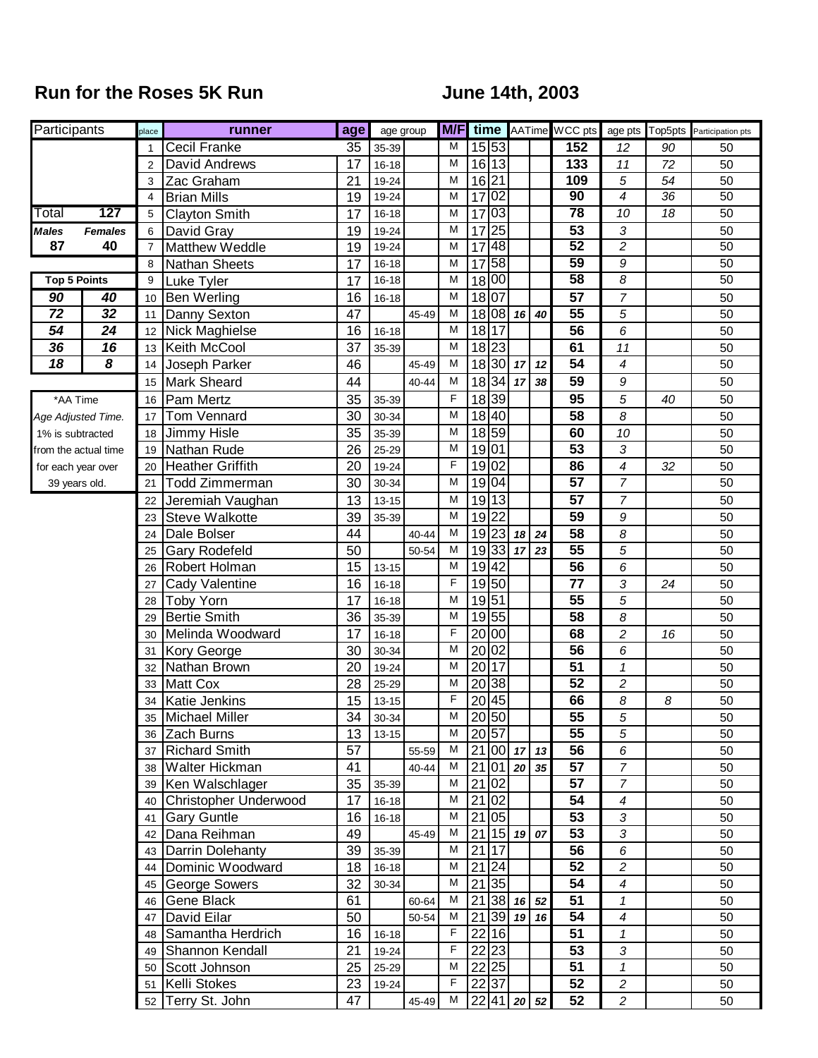# Run for the Roses 5K Run

## June 14th, 2003

| Participants | |
|---|---|
| Total | 127 |
| *Males* | *Females* |
| 87 | 40 |

| Top 5 Points | |
|---|---|
| 90 | 40 |
| 72 | 32 |
| 54 | 24 |
| 36 | 16 |
| 18 | 8 |

*AA Time
*Age Adjusted Time.*
1% is subtracted from the actual time for each year over 39 years old.

| place | runner | age | age group | | M/F | time | | AATime | | WCC pts | age pts | Top5pts | Participation pts |
|---|---|---|---|---|---|---|---|---|---|---|---|---|---|
| 1 | Cecil Franke | 35 | 35-39 | | M | 15 | 53 | | | 152 | 12 | 90 | 50 |
| 2 | David Andrews | 17 | 16-18 | | M | 16 | 13 | | | 133 | 11 | 72 | 50 |
| 3 | Zac Graham | 21 | 19-24 | | M | 16 | 21 | | | 109 | 5 | 54 | 50 |
| 4 | Brian Mills | 19 | 19-24 | | M | 17 | 02 | | | 90 | 4 | 36 | 50 |
| 5 | Clayton Smith | 17 | 16-18 | | M | 17 | 03 | | | 78 | 10 | 18 | 50 |
| 6 | David Gray | 19 | 19-24 | | M | 17 | 25 | | | 53 | 3 | | 50 |
| 7 | Matthew Weddle | 19 | 19-24 | | M | 17 | 48 | | | 52 | 2 | | 50 |
| 8 | Nathan Sheets | 17 | 16-18 | | M | 17 | 58 | | | 59 | 9 | | 50 |
| 9 | Luke Tyler | 17 | 16-18 | | M | 18 | 00 | | | 58 | 8 | | 50 |
| 10 | Ben Werling | 16 | 16-18 | | M | 18 | 07 | | | 57 | 7 | | 50 |
| 11 | Danny Sexton | 47 | | 45-49 | M | 18 | 08 | 16 | 40 | 55 | 5 | | 50 |
| 12 | Nick Maghielse | 16 | 16-18 | | M | 18 | 17 | | | 56 | 6 | | 50 |
| 13 | Keith McCool | 37 | 35-39 | | M | 18 | 23 | | | 61 | 11 | | 50 |
| 14 | Joseph Parker | 46 | | 45-49 | M | 18 | 30 | 17 | 12 | 54 | 4 | | 50 |
| 15 | Mark Sheard | 44 | | 40-44 | M | 18 | 34 | 17 | 38 | 59 | 9 | | 50 |
| 16 | Pam Mertz | 35 | 35-39 | | F | 18 | 39 | | | 95 | 5 | 40 | 50 |
| 17 | Tom Vennard | 30 | 30-34 | | M | 18 | 40 | | | 58 | 8 | | 50 |
| 18 | Jimmy Hisle | 35 | 35-39 | | M | 18 | 59 | | | 60 | 10 | | 50 |
| 19 | Nathan Rude | 26 | 25-29 | | M | 19 | 01 | | | 53 | 3 | | 50 |
| 20 | Heather Griffith | 20 | 19-24 | | F | 19 | 02 | | | 86 | 4 | 32 | 50 |
| 21 | Todd Zimmerman | 30 | 30-34 | | M | 19 | 04 | | | 57 | 7 | | 50 |
| 22 | Jeremiah Vaughan | 13 | 13-15 | | M | 19 | 13 | | | 57 | 7 | | 50 |
| 23 | Steve Walkotte | 39 | 35-39 | | M | 19 | 22 | | | 59 | 9 | | 50 |
| 24 | Dale Bolser | 44 | | 40-44 | M | 19 | 23 | 18 | 24 | 58 | 8 | | 50 |
| 25 | Gary Rodefeld | 50 | | 50-54 | M | 19 | 33 | 17 | 23 | 55 | 5 | | 50 |
| 26 | Robert Holman | 15 | 13-15 | | M | 19 | 42 | | | 56 | 6 | | 50 |
| 27 | Cady Valentine | 16 | 16-18 | | F | 19 | 50 | | | 77 | 3 | 24 | 50 |
| 28 | Toby Yorn | 17 | 16-18 | | M | 19 | 51 | | | 55 | 5 | | 50 |
| 29 | Bertie Smith | 36 | 35-39 | | M | 19 | 55 | | | 58 | 8 | | 50 |
| 30 | Melinda Woodward | 17 | 16-18 | | F | 20 | 00 | | | 68 | 2 | 16 | 50 |
| 31 | Kory George | 30 | 30-34 | | M | 20 | 02 | | | 56 | 6 | | 50 |
| 32 | Nathan Brown | 20 | 19-24 | | M | 20 | 17 | | | 51 | 1 | | 50 |
| 33 | Matt Cox | 28 | 25-29 | | M | 20 | 38 | | | 52 | 2 | | 50 |
| 34 | Katie Jenkins | 15 | 13-15 | | F | 20 | 45 | | | 66 | 8 | 8 | 50 |
| 35 | Michael Miller | 34 | 30-34 | | M | 20 | 50 | | | 55 | 5 | | 50 |
| 36 | Zach Burns | 13 | 13-15 | | M | 20 | 57 | | | 55 | 5 | | 50 |
| 37 | Richard Smith | 57 | | 55-59 | M | 21 | 00 | 17 | 13 | 56 | 6 | | 50 |
| 38 | Walter Hickman | 41 | | 40-44 | M | 21 | 01 | 20 | 35 | 57 | 7 | | 50 |
| 39 | Ken Walschlager | 35 | 35-39 | | M | 21 | 02 | | | 57 | 7 | | 50 |
| 40 | Christopher Underwood | 17 | 16-18 | | M | 21 | 02 | | | 54 | 4 | | 50 |
| 41 | Gary Guntle | 16 | 16-18 | | M | 21 | 05 | | | 53 | 3 | | 50 |
| 42 | Dana Reihman | 49 | | 45-49 | M | 21 | 15 | 19 | 07 | 53 | 3 | | 50 |
| 43 | Darrin Dolehanty | 39 | 35-39 | | M | 21 | 17 | | | 56 | 6 | | 50 |
| 44 | Dominic Woodward | 18 | 16-18 | | M | 21 | 24 | | | 52 | 2 | | 50 |
| 45 | George Sowers | 32 | 30-34 | | M | 21 | 35 | | | 54 | 4 | | 50 |
| 46 | Gene Black | 61 | | 60-64 | M | 21 | 38 | 16 | 52 | 51 | 1 | | 50 |
| 47 | David Eilar | 50 | | 50-54 | M | 21 | 39 | 19 | 16 | 54 | 4 | | 50 |
| 48 | Samantha Herdrich | 16 | 16-18 | | F | 22 | 16 | | | 51 | 1 | | 50 |
| 49 | Shannon Kendall | 21 | 19-24 | | F | 22 | 23 | | | 53 | 3 | | 50 |
| 50 | Scott Johnson | 25 | 25-29 | | M | 22 | 25 | | | 51 | 1 | | 50 |
| 51 | Kelli Stokes | 23 | 19-24 | | F | 22 | 37 | | | 52 | 2 | | 50 |
| 52 | Terry St. John | 47 | | 45-49 | M | 22 | 41 | 20 | 52 | 52 | 2 | | 50 |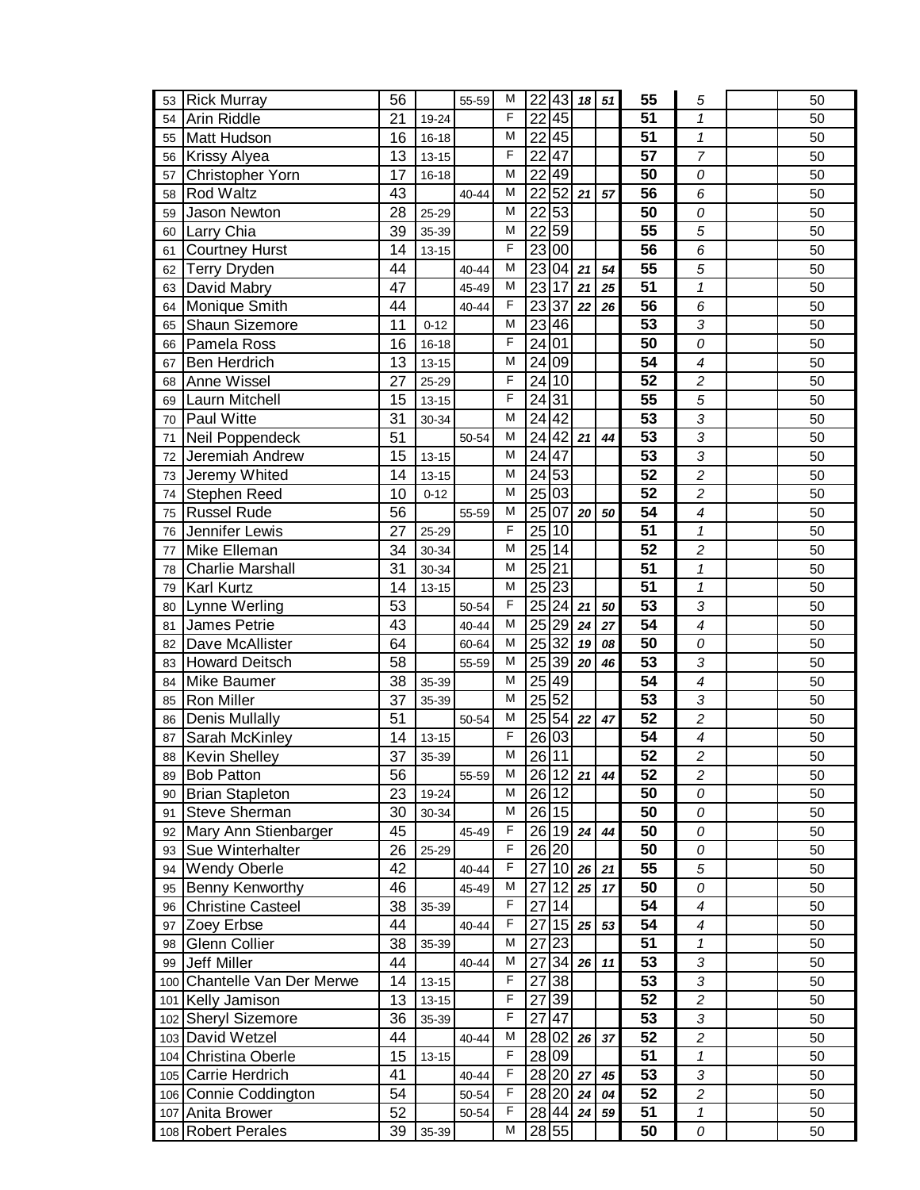| | | | | | | | | | | | | | |
|---|---|---|---|---|---|---|---|---|---|---|---|---|---|
| 53 | Rick Murray | 56 | | 55-59 | M | 22 | 43 | *18* | *51* | **55** | *5* | | 50 |
| 54 | Arin Riddle | 21 | 19-24 | | F | 22 | 45 | | | **51** | *1* | | 50 |
| 55 | Matt Hudson | 16 | 16-18 | | M | 22 | 45 | | | **51** | *1* | | 50 |
| 56 | Krissy Alyea | 13 | 13-15 | | F | 22 | 47 | | | **57** | *7* | | 50 |
| 57 | Christopher Yorn | 17 | 16-18 | | M | 22 | 49 | | | **50** | *0* | | 50 |
| 58 | Rod Waltz | 43 | | 40-44 | M | 22 | 52 | *21* | *57* | **56** | *6* | | 50 |
| 59 | Jason Newton | 28 | 25-29 | | M | 22 | 53 | | | **50** | *0* | | 50 |
| 60 | Larry Chia | 39 | 35-39 | | M | 22 | 59 | | | **55** | *5* | | 50 |
| 61 | Courtney Hurst | 14 | 13-15 | | F | 23 | 00 | | | **56** | *6* | | 50 |
| 62 | Terry Dryden | 44 | | 40-44 | M | 23 | 04 | *21* | *54* | **55** | *5* | | 50 |
| 63 | David Mabry | 47 | | 45-49 | M | 23 | 17 | *21* | *25* | **51** | *1* | | 50 |
| 64 | Monique Smith | 44 | | 40-44 | F | 23 | 37 | *22* | *26* | **56** | *6* | | 50 |
| 65 | Shaun Sizemore | 11 | 0-12 | | M | 23 | 46 | | | **53** | *3* | | 50 |
| 66 | Pamela Ross | 16 | 16-18 | | F | 24 | 01 | | | **50** | *0* | | 50 |
| 67 | Ben Herdrich | 13 | 13-15 | | M | 24 | 09 | | | **54** | *4* | | 50 |
| 68 | Anne Wissel | 27 | 25-29 | | F | 24 | 10 | | | **52** | *2* | | 50 |
| 69 | Laurn Mitchell | 15 | 13-15 | | F | 24 | 31 | | | **55** | *5* | | 50 |
| 70 | Paul Witte | 31 | 30-34 | | M | 24 | 42 | | | **53** | *3* | | 50 |
| 71 | Neil Poppendeck | 51 | | 50-54 | M | 24 | 42 | *21* | *44* | **53** | *3* | | 50 |
| 72 | Jeremiah Andrew | 15 | 13-15 | | M | 24 | 47 | | | **53** | *3* | | 50 |
| 73 | Jeremy Whited | 14 | 13-15 | | M | 24 | 53 | | | **52** | *2* | | 50 |
| 74 | Stephen Reed | 10 | 0-12 | | M | 25 | 03 | | | **52** | *2* | | 50 |
| 75 | Russel Rude | 56 | | 55-59 | M | 25 | 07 | *20* | *50* | **54** | *4* | | 50 |
| 76 | Jennifer Lewis | 27 | 25-29 | | F | 25 | 10 | | | **51** | *1* | | 50 |
| 77 | Mike Elleman | 34 | 30-34 | | M | 25 | 14 | | | **52** | *2* | | 50 |
| 78 | Charlie Marshall | 31 | 30-34 | | M | 25 | 21 | | | **51** | *1* | | 50 |
| 79 | Karl Kurtz | 14 | 13-15 | | M | 25 | 23 | | | **51** | *1* | | 50 |
| 80 | Lynne Werling | 53 | | 50-54 | F | 25 | 24 | *21* | *50* | **53** | *3* | | 50 |
| 81 | James Petrie | 43 | | 40-44 | M | 25 | 29 | *24* | *27* | **54** | *4* | | 50 |
| 82 | Dave McAllister | 64 | | 60-64 | M | 25 | 32 | *19* | *08* | **50** | *0* | | 50 |
| 83 | Howard Deitsch | 58 | | 55-59 | M | 25 | 39 | *20* | *46* | **53** | *3* | | 50 |
| 84 | Mike Baumer | 38 | 35-39 | | M | 25 | 49 | | | **54** | *4* | | 50 |
| 85 | Ron Miller | 37 | 35-39 | | M | 25 | 52 | | | **53** | *3* | | 50 |
| 86 | Denis Mullally | 51 | | 50-54 | M | 25 | 54 | *22* | *47* | **52** | *2* | | 50 |
| 87 | Sarah McKinley | 14 | 13-15 | | F | 26 | 03 | | | **54** | *4* | | 50 |
| 88 | Kevin Shelley | 37 | 35-39 | | M | 26 | 11 | | | **52** | *2* | | 50 |
| 89 | Bob Patton | 56 | | 55-59 | M | 26 | 12 | *21* | *44* | **52** | *2* | | 50 |
| 90 | Brian Stapleton | 23 | 19-24 | | M | 26 | 12 | | | **50** | *0* | | 50 |
| 91 | Steve Sherman | 30 | 30-34 | | M | 26 | 15 | | | **50** | *0* | | 50 |
| 92 | Mary Ann Stienbarger | 45 | | 45-49 | F | 26 | 19 | *24* | *44* | **50** | *0* | | 50 |
| 93 | Sue Winterhalter | 26 | 25-29 | | F | 26 | 20 | | | **50** | *0* | | 50 |
| 94 | Wendy Oberle | 42 | | 40-44 | F | 27 | 10 | *26* | *21* | **55** | *5* | | 50 |
| 95 | Benny Kenworthy | 46 | | 45-49 | M | 27 | 12 | *25* | *17* | **50** | *0* | | 50 |
| 96 | Christine Casteel | 38 | 35-39 | | F | 27 | 14 | | | **54** | *4* | | 50 |
| 97 | Zoey Erbse | 44 | | 40-44 | F | 27 | 15 | *25* | *53* | **54** | *4* | | 50 |
| 98 | Glenn Collier | 38 | 35-39 | | M | 27 | 23 | | | **51** | *1* | | 50 |
| 99 | Jeff Miller | 44 | | 40-44 | M | 27 | 34 | *26* | *11* | **53** | *3* | | 50 |
| 100 | Chantelle Van Der Merwe | 14 | 13-15 | | F | 27 | 38 | | | **53** | *3* | | 50 |
| 101 | Kelly Jamison | 13 | 13-15 | | F | 27 | 39 | | | **52** | *2* | | 50 |
| 102 | Sheryl Sizemore | 36 | 35-39 | | F | 27 | 47 | | | **53** | *3* | | 50 |
| 103 | David Wetzel | 44 | | 40-44 | M | 28 | 02 | *26* | *37* | **52** | *2* | | 50 |
| 104 | Christina Oberle | 15 | 13-15 | | F | 28 | 09 | | | **51** | *1* | | 50 |
| 105 | Carrie Herdrich | 41 | | 40-44 | F | 28 | 20 | *27* | *45* | **53** | *3* | | 50 |
| 106 | Connie Coddington | 54 | | 50-54 | F | 28 | 20 | *24* | *04* | **52** | *2* | | 50 |
| 107 | Anita Brower | 52 | | 50-54 | F | 28 | 44 | *24* | *59* | **51** | *1* | | 50 |
| 108 | Robert Perales | 39 | 35-39 | | M | 28 | 55 | | | **50** | *0* | | 50 |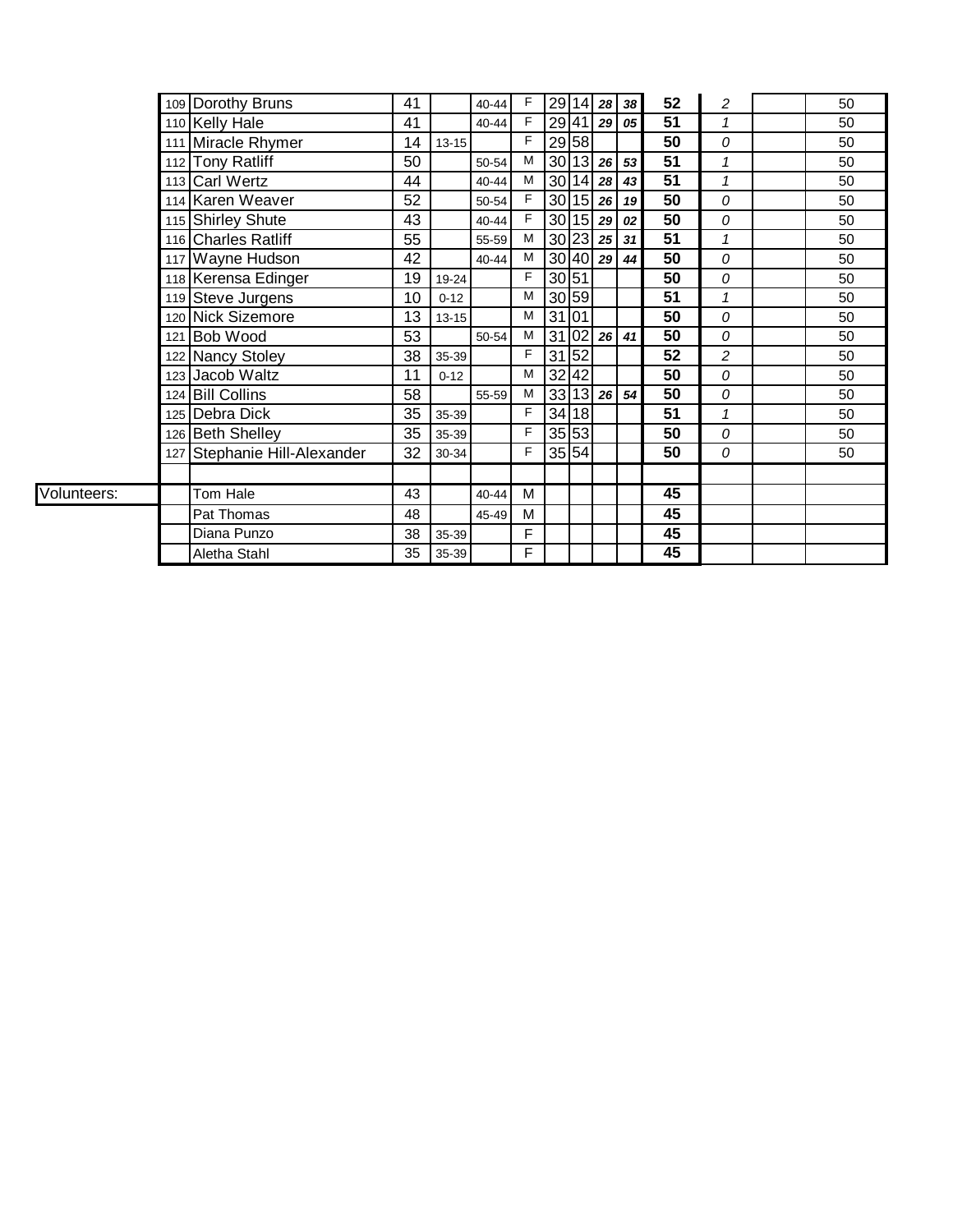| | | | | | | | | | | | | | | | |
|---|---|---|---|---|---|---|---|---|---|---|---|---|---|---|---|
| | 109 | Dorothy Bruns | 41 | | 40-44 | F | 29 | 14 | *28* | *38* | **52** | *2* | | 50 |
| | 110 | Kelly Hale | 41 | | 40-44 | F | 29 | 41 | *29* | *05* | **51** | *1* | | 50 |
| | 111 | Miracle Rhymer | 14 | 13-15 | | F | 29 | 58 | | | **50** | *0* | | 50 |
| | 112 | Tony Ratliff | 50 | | 50-54 | M | 30 | 13 | *26* | *53* | **51** | *1* | | 50 |
| | 113 | Carl Wertz | 44 | | 40-44 | M | 30 | 14 | *28* | *43* | **51** | *1* | | 50 |
| | 114 | Karen Weaver | 52 | | 50-54 | F | 30 | 15 | *26* | *19* | **50** | *0* | | 50 |
| | 115 | Shirley Shute | 43 | | 40-44 | F | 30 | 15 | *29* | *02* | **50** | *0* | | 50 |
| | 116 | Charles Ratliff | 55 | | 55-59 | M | 30 | 23 | *25* | *31* | **51** | *1* | | 50 |
| | 117 | Wayne Hudson | 42 | | 40-44 | M | 30 | 40 | *29* | *44* | **50** | *0* | | 50 |
| | 118 | Kerensa Edinger | 19 | 19-24 | | F | 30 | 51 | | | **50** | *0* | | 50 |
| | 119 | Steve Jurgens | 10 | 0-12 | | M | 30 | 59 | | | **51** | *1* | | 50 |
| | 120 | Nick Sizemore | 13 | 13-15 | | M | 31 | 01 | | | **50** | *0* | | 50 |
| | 121 | Bob Wood | 53 | | 50-54 | M | 31 | 02 | *26* | *41* | **50** | *0* | | 50 |
| | 122 | Nancy Stoley | 38 | 35-39 | | F | 31 | 52 | | | **52** | *2* | | 50 |
| | 123 | Jacob Waltz | 11 | 0-12 | | M | 32 | 42 | | | **50** | *0* | | 50 |
| | 124 | Bill Collins | 58 | | 55-59 | M | 33 | 13 | *26* | *54* | **50** | *0* | | 50 |
| | 125 | Debra Dick | 35 | 35-39 | | F | 34 | 18 | | | **51** | *1* | | 50 |
| | 126 | Beth Shelley | 35 | 35-39 | | F | 35 | 53 | | | **50** | *0* | | 50 |
| | 127 | Stephanie Hill-Alexander | 32 | 30-34 | | F | 35 | 54 | | | **50** | *0* | | 50 |
| | | | | | | | | | | | | | | |
| Volunteers: | | Tom Hale | 43 | | 40-44 | M | | | | | **45** | | | |
| | | Pat Thomas | 48 | | 45-49 | M | | | | | **45** | | | |
| | | Diana Punzo | 38 | 35-39 | | F | | | | | **45** | | | |
| | | Aletha Stahl | 35 | 35-39 | | F | | | | | **45** | | | |